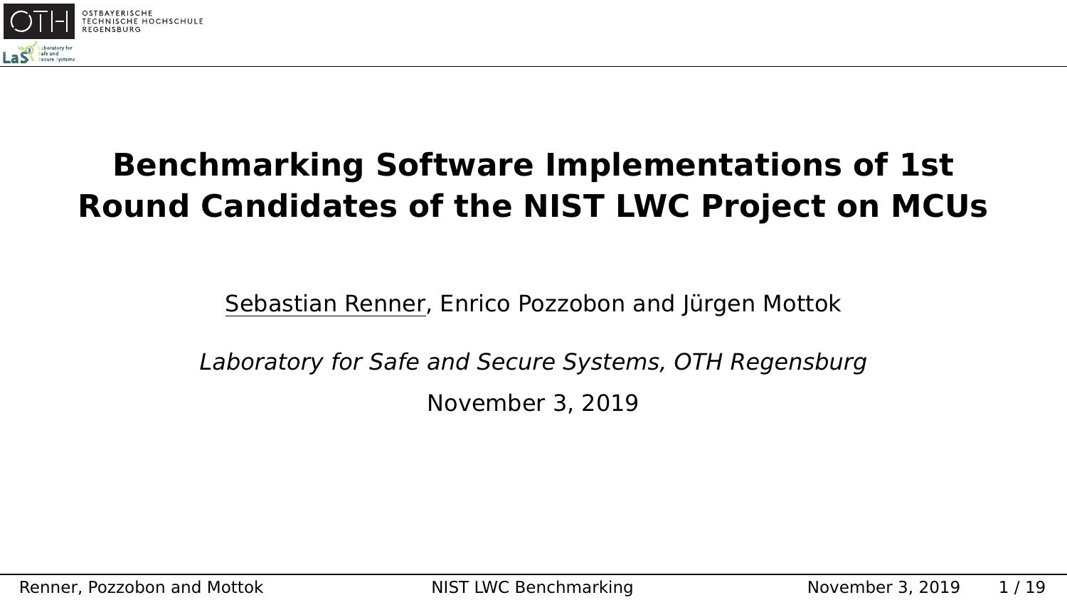# Benchmarking Software Implementations of 1st Round Candidates of the NIST LWC Project on MCUs

Sebastian Renner, Enrico Pozzobon and Jürgen Mottok

*Laboratory for Safe and Secure Systems, OTH Regensburg*

November 3, 2019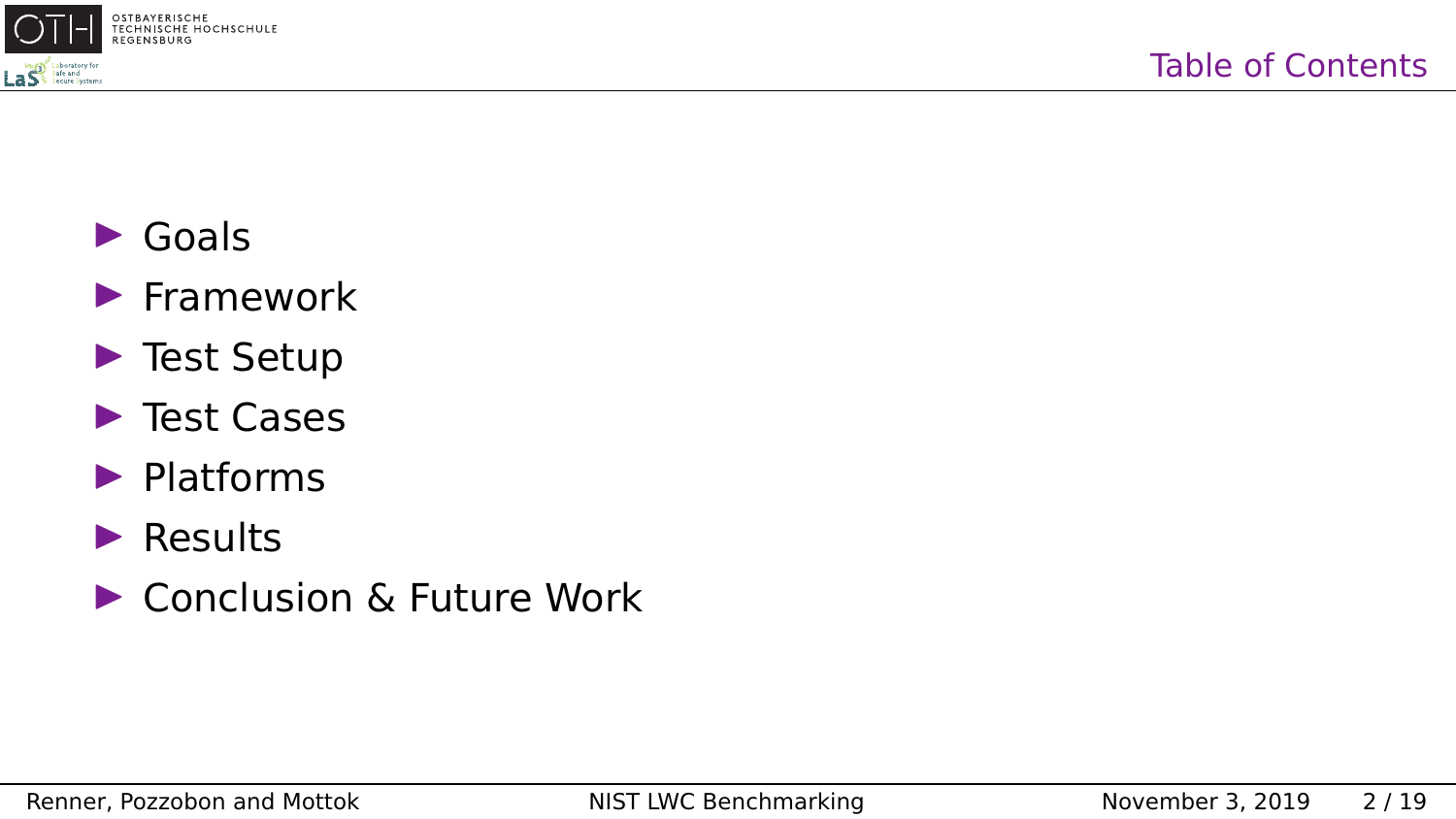# Table of Contents

- Goals
- Framework
- Test Setup
- Test Cases
- Platforms
- Results
- Conclusion & Future Work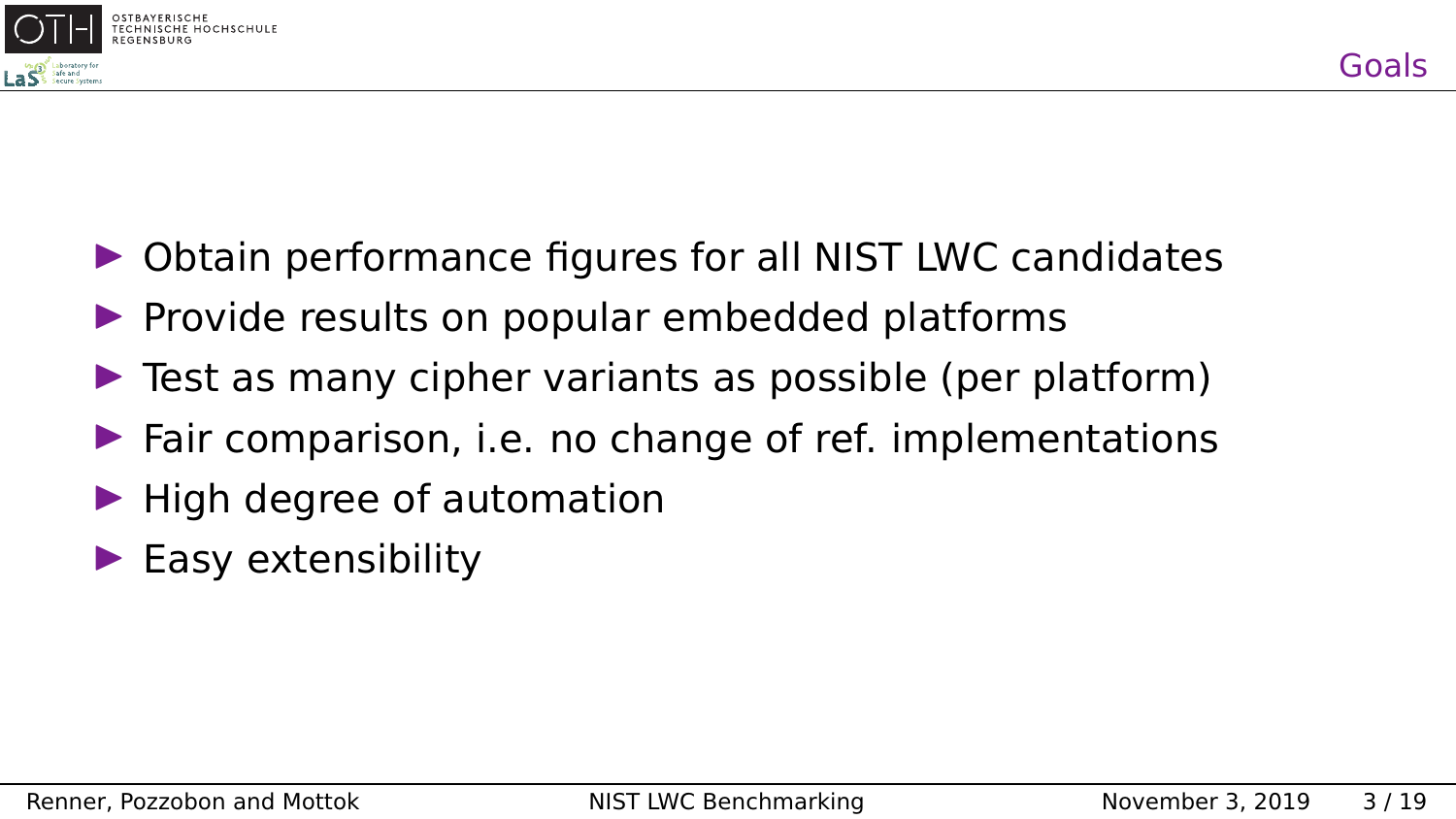## Goals

- Obtain performance figures for all NIST LWC candidates
- Provide results on popular embedded platforms
- Test as many cipher variants as possible (per platform)
- Fair comparison, i.e. no change of ref. implementations
- High degree of automation
- Easy extensibility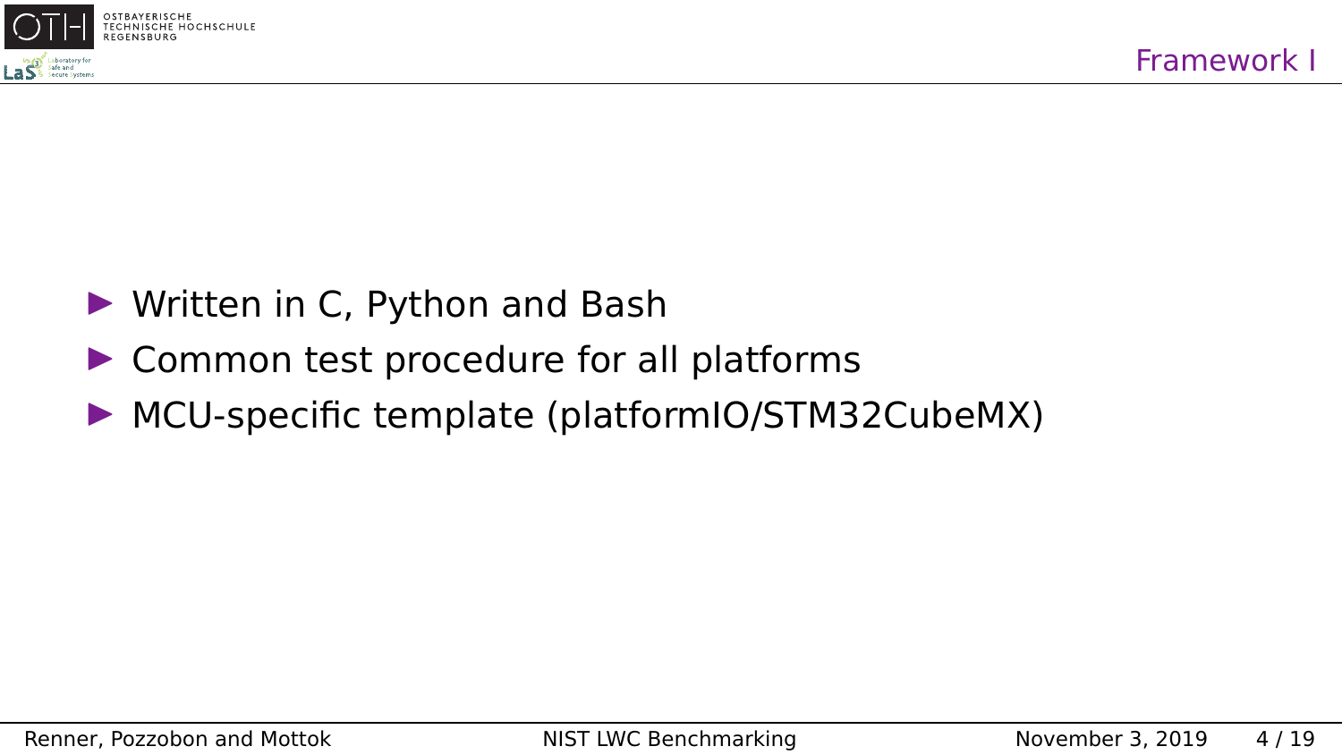## Framework I

- Written in C, Python and Bash
- Common test procedure for all platforms
- MCU-specific template (platformIO/STM32CubeMX)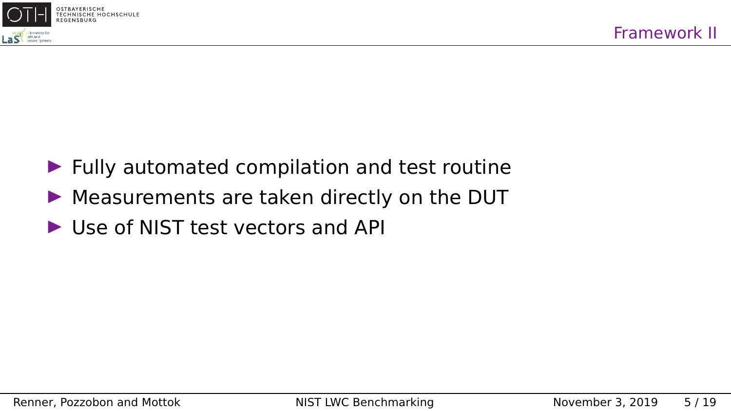## Framework II

- Fully automated compilation and test routine
- Measurements are taken directly on the DUT
- Use of NIST test vectors and API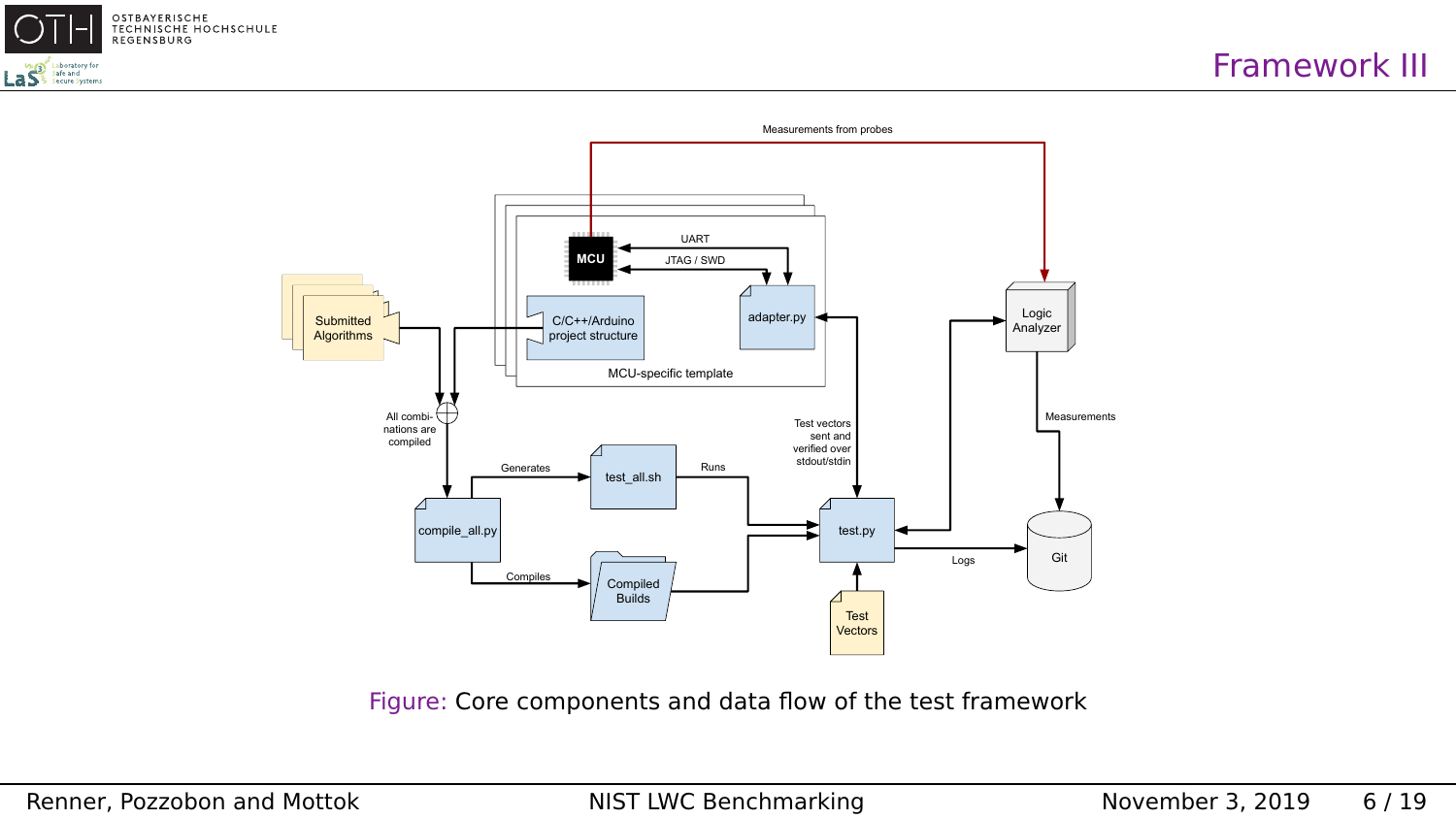# Framework III

Measurements from probes

UART

JTAG / SWD

MCU

C/C++/Arduino project structure

adapter.py

MCU-specific template

Submitted Algorithms

All combinations are compiled

Test vectors sent and verified over stdout/stdin

Logic Analyzer

Measurements

Generates

Runs

test_all.sh

compile_all.py

test.py

Git

Logs

Compiles

Compiled Builds

Test Vectors

Figure: Core components and data flow of the test framework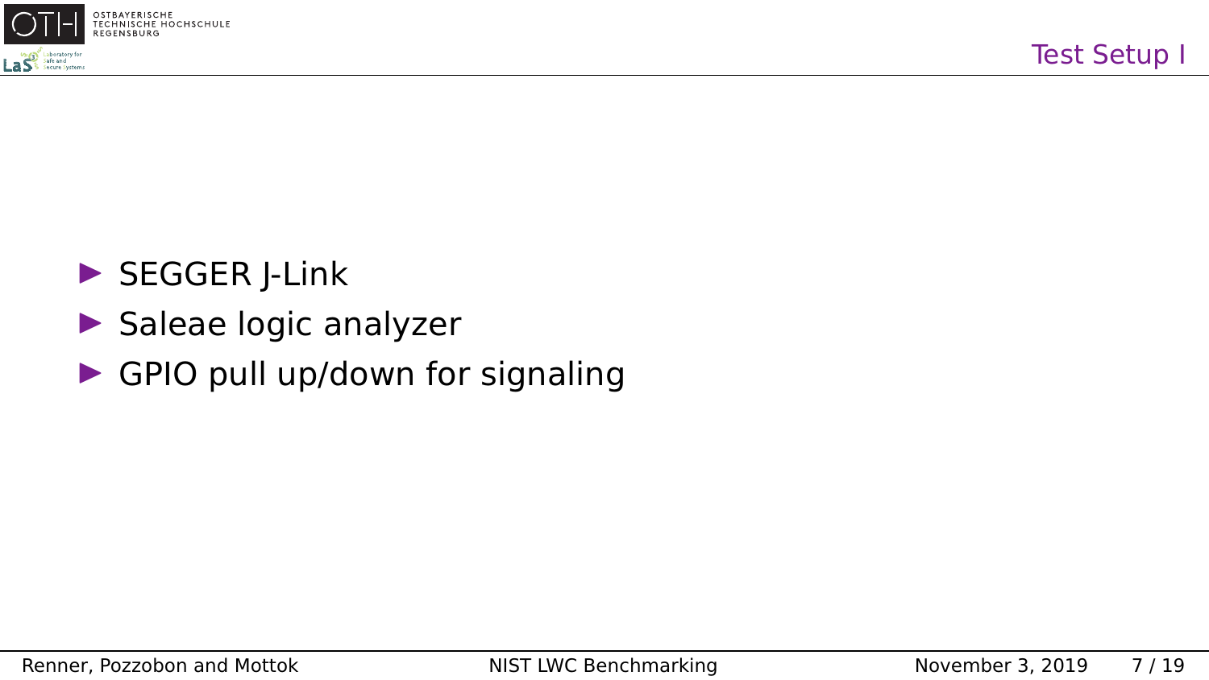## Test Setup I

- SEGGER J-Link
- Saleae logic analyzer
- GPIO pull up/down for signaling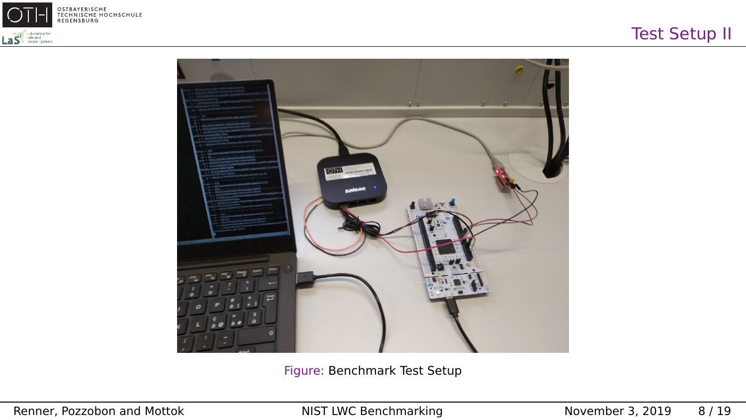# Test Setup II

Figure: Benchmark Test Setup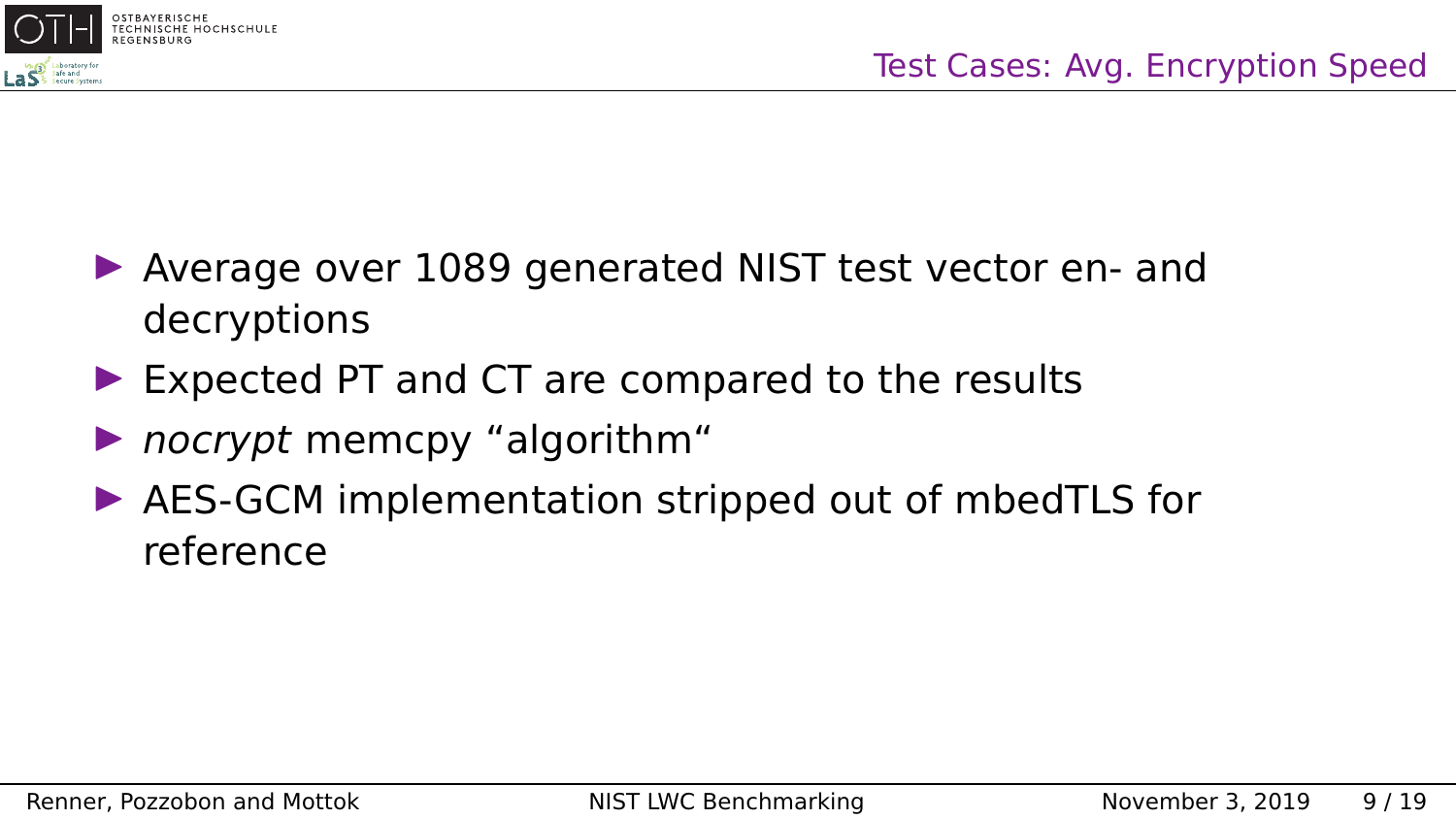## Test Cases: Avg. Encryption Speed

- Average over 1089 generated NIST test vector en- and decryptions
- Expected PT and CT are compared to the results
- *nocrypt* memcpy “algorithm“
- AES-GCM implementation stripped out of mbedTLS for reference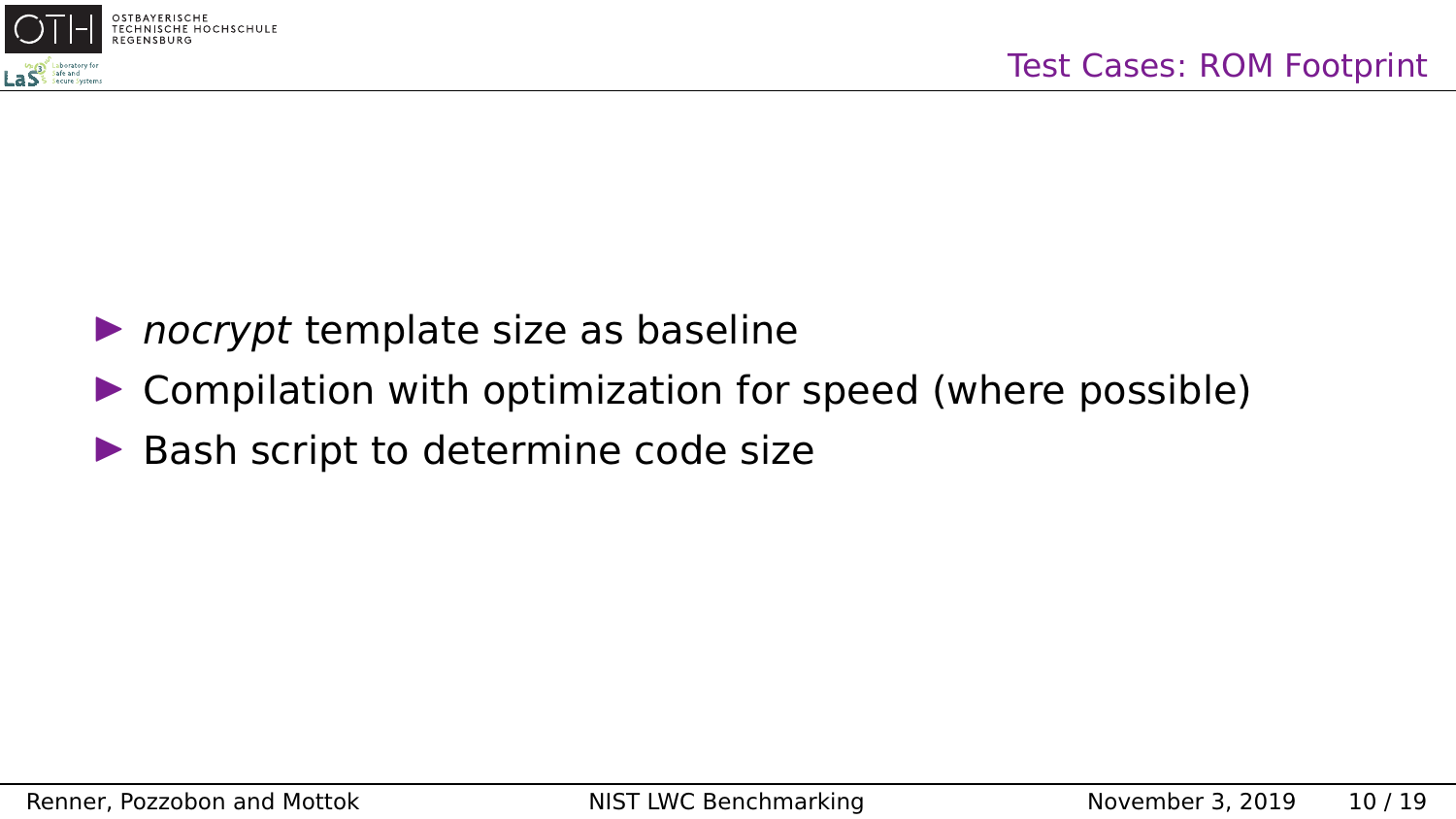## Test Cases: ROM Footprint

- *nocrypt* template size as baseline
- Compilation with optimization for speed (where possible)
- Bash script to determine code size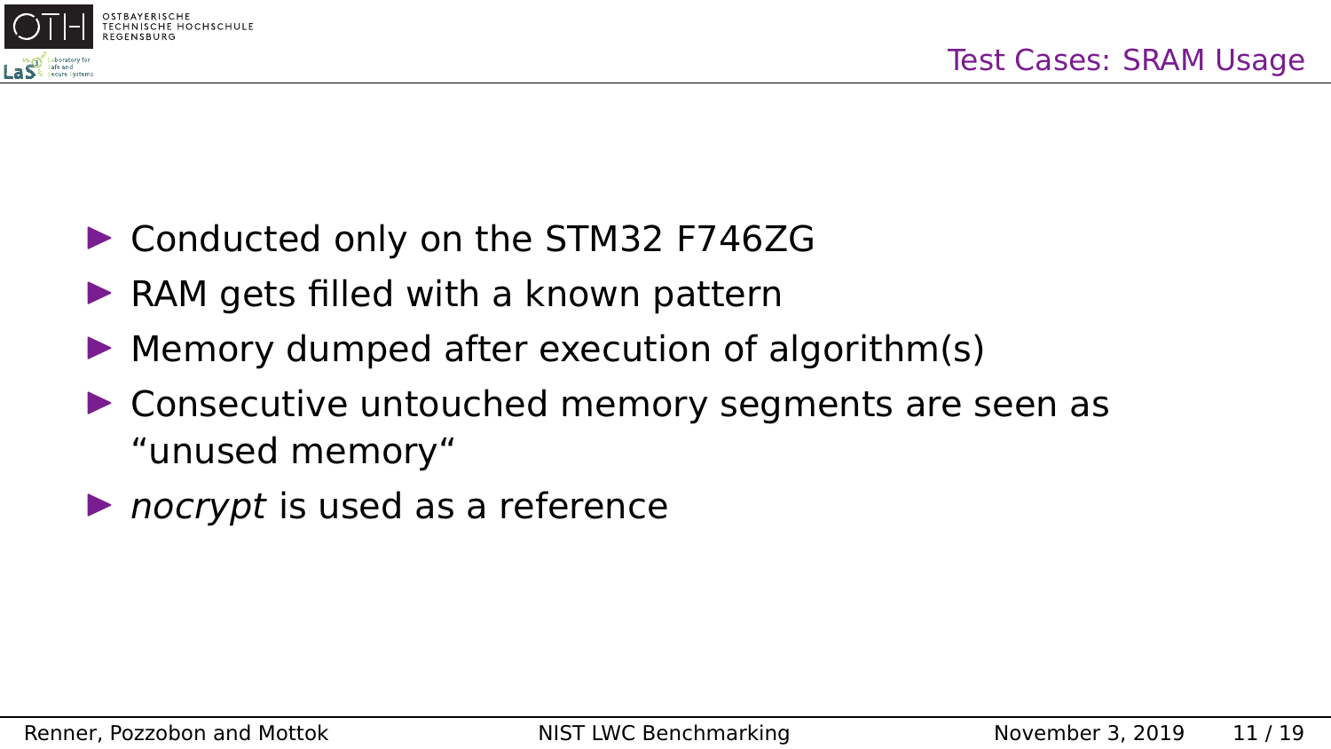## Test Cases: SRAM Usage

- Conducted only on the STM32 F746ZG
- RAM gets filled with a known pattern
- Memory dumped after execution of algorithm(s)
- Consecutive untouched memory segments are seen as “unused memory“
- *nocrypt* is used as a reference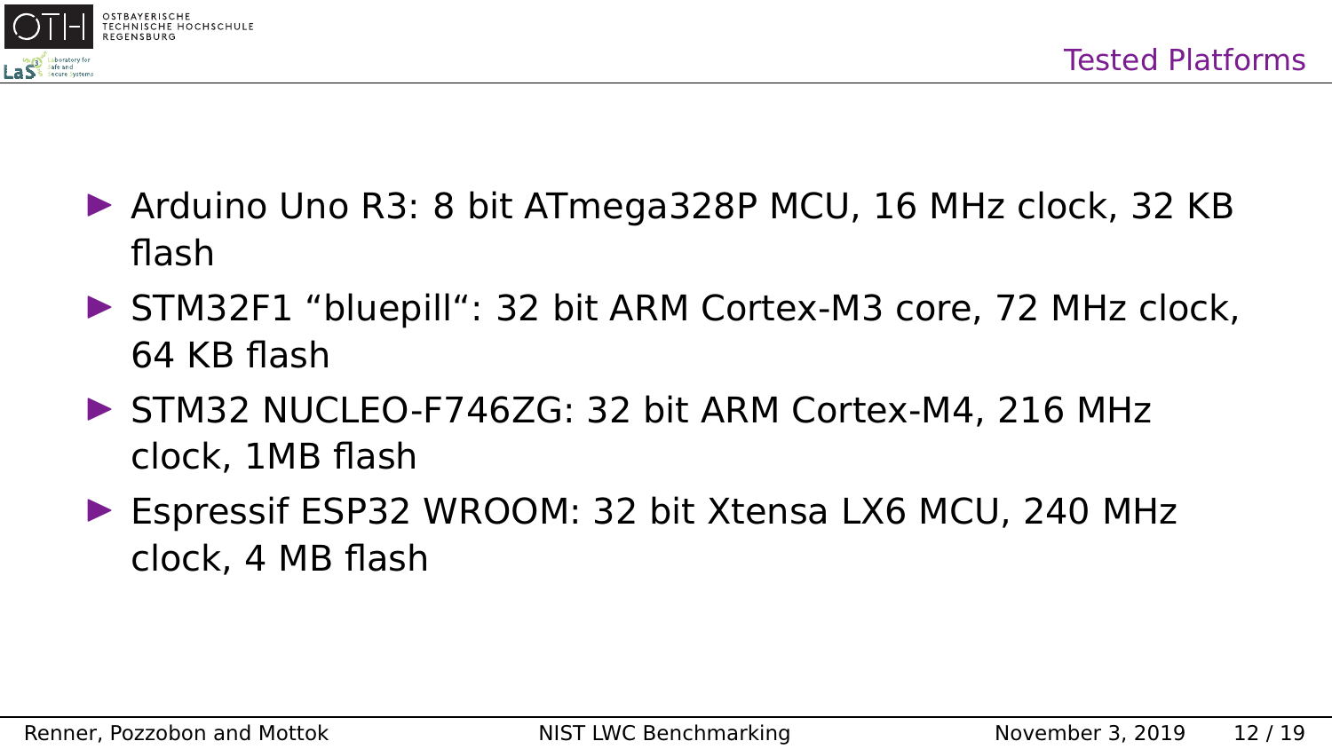## Tested Platforms

- Arduino Uno R3: 8 bit ATmega328P MCU, 16 MHz clock, 32 KB flash
- STM32F1 “bluepill“: 32 bit ARM Cortex-M3 core, 72 MHz clock, 64 KB flash
- STM32 NUCLEO-F746ZG: 32 bit ARM Cortex-M4, 216 MHz clock, 1MB flash
- Espressif ESP32 WROOM: 32 bit Xtensa LX6 MCU, 240 MHz clock, 4 MB flash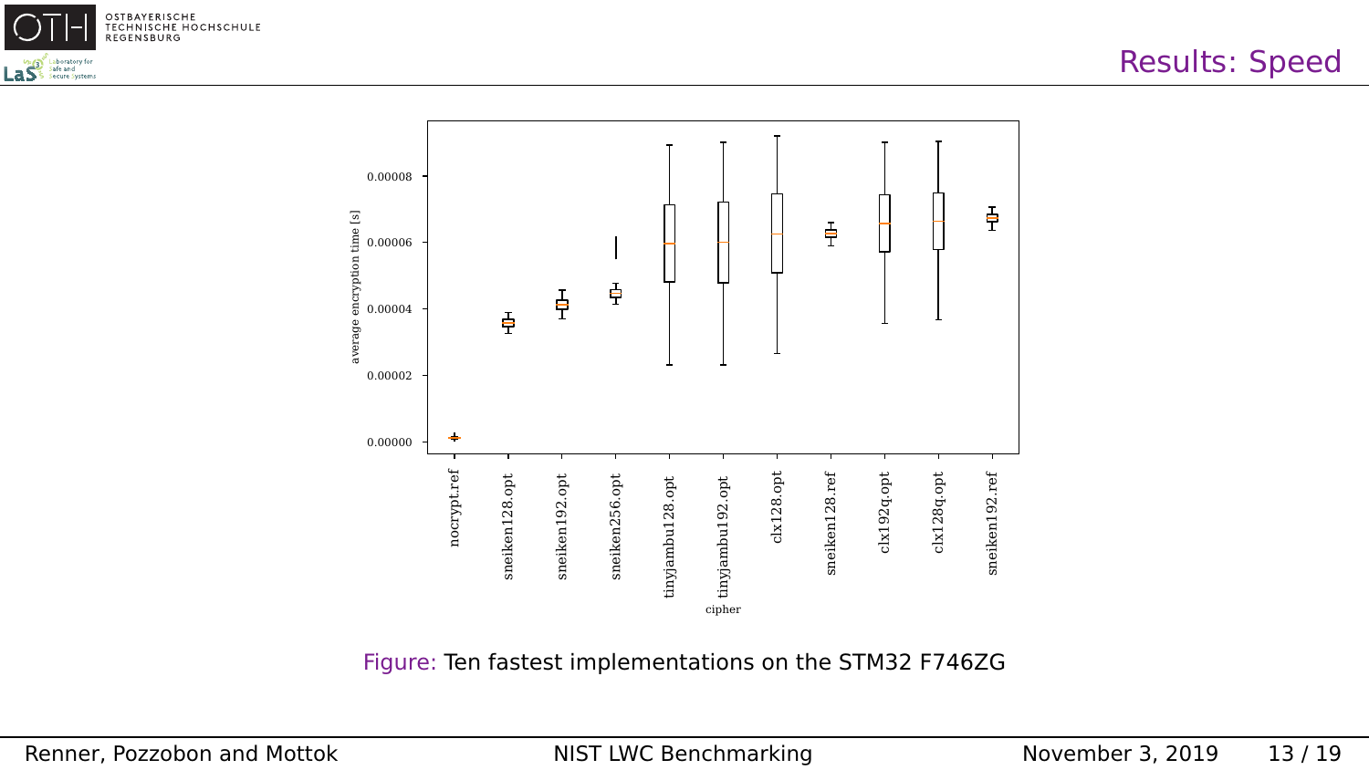# Results: Speed

Figure: Ten fastest implementations on the STM32 F746ZG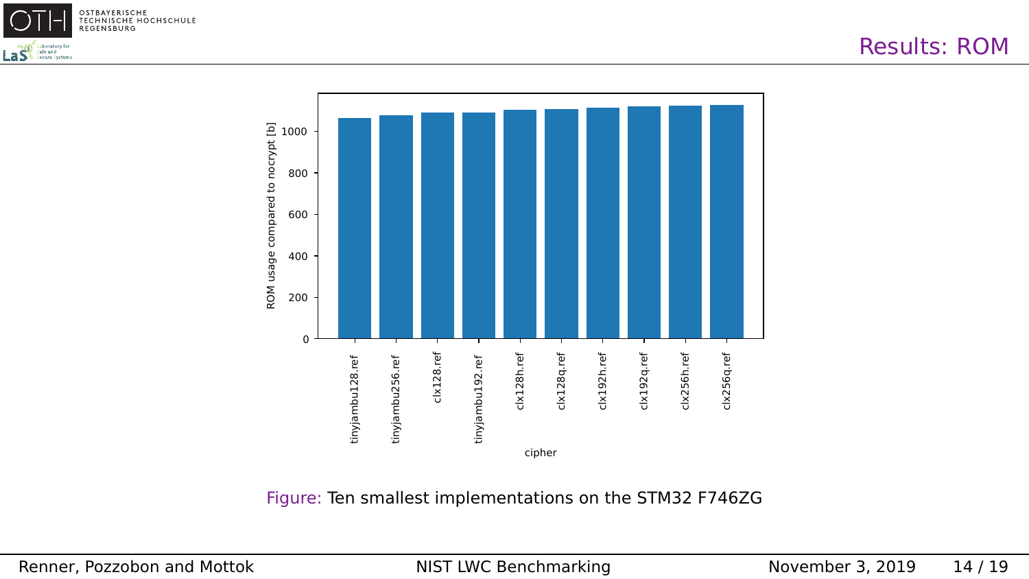# Results: ROM

Figure: Ten smallest implementations on the STM32 F746ZG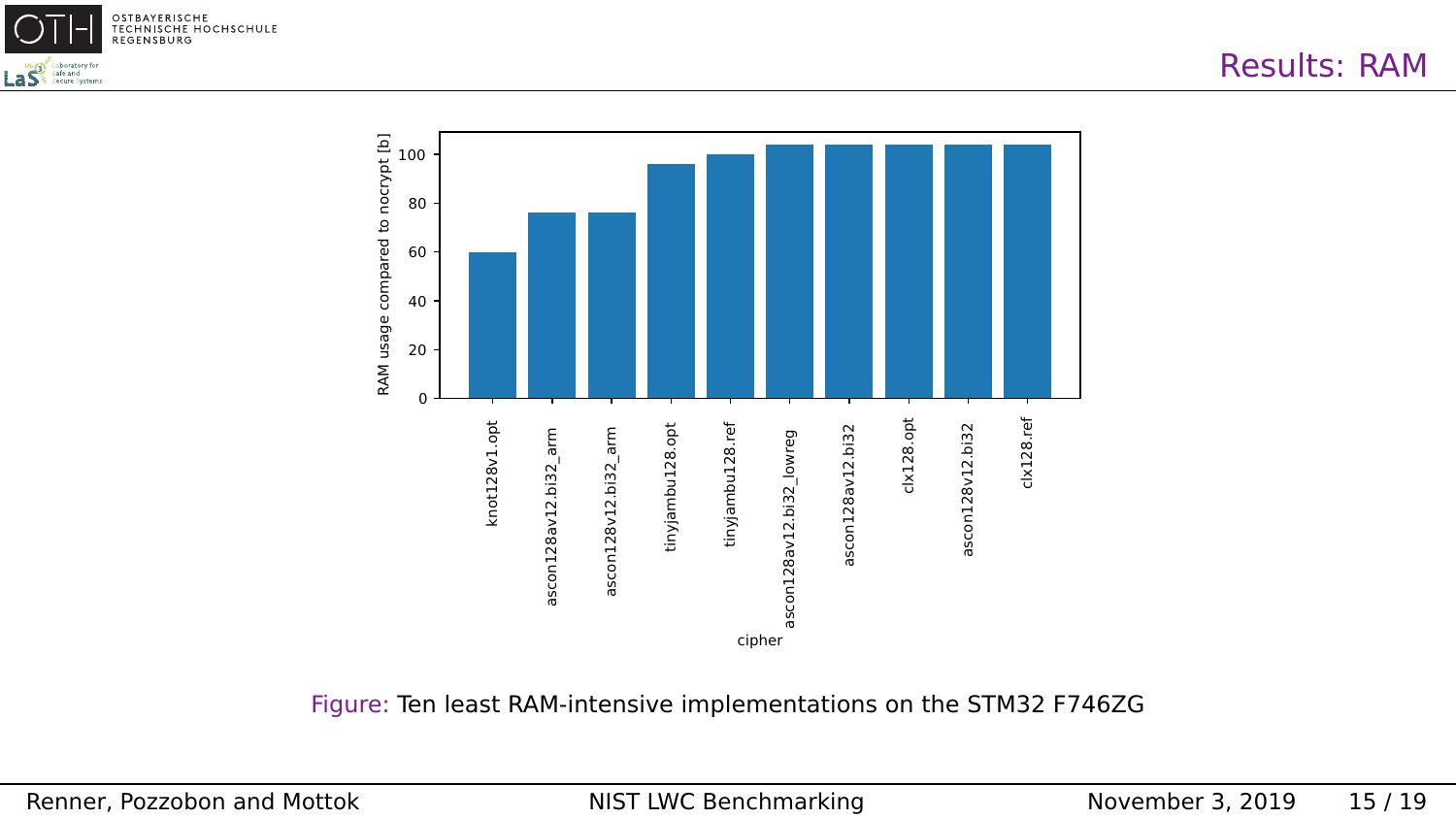# Results: RAM

| cipher | RAM usage compared to nocrypt [b] |
|---|---|
| knot128v1.opt | 60 |
| ascon128av12.bi32_arm | 76 |
| ascon128v12.bi32_arm | 76 |
| tinyjambu128.opt | 96 |
| tinyjambu128.ref | 100 |
| ascon128av12.bi32_lowreg | 104 |
| ascon128av12.bi32 | 104 |
| clx128.opt | 104 |
| ascon128v12.bi32 | 104 |
| clx128.ref | 104 |

Figure: Ten least RAM-intensive implementations on the STM32 F746ZG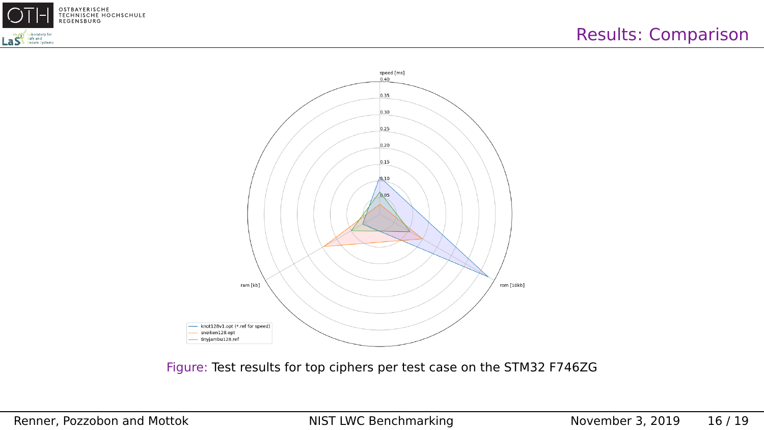# Results: Comparison

speed [ms]

0.40

0.35

0.30

0.25

0.20

0.15

0.10

0.05

ram [kb]

rom [10kb]

knot128v1.opt (*.ref for speed)

sneiken128.opt

tinyjambu128.ref

Figure: Test results for top ciphers per test case on the STM32 F746ZG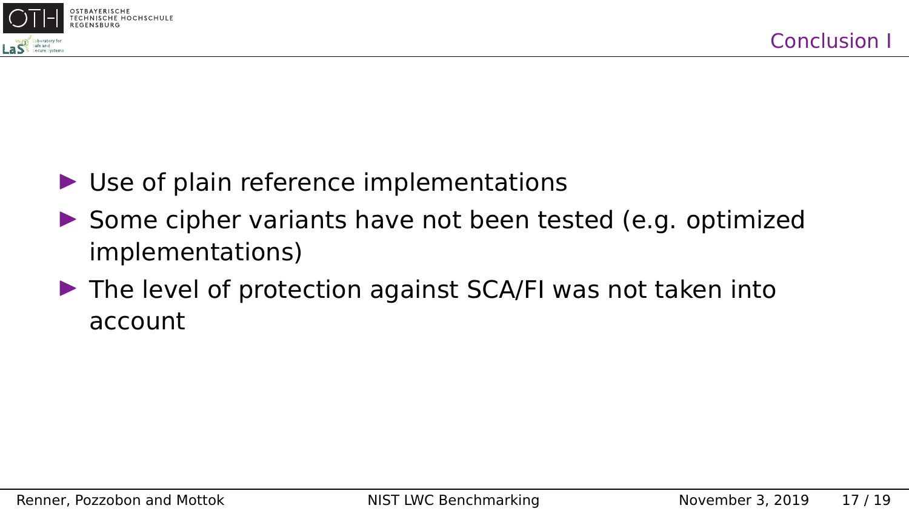## Conclusion I

- Use of plain reference implementations
- Some cipher variants have not been tested (e.g. optimized implementations)
- The level of protection against SCA/FI was not taken into account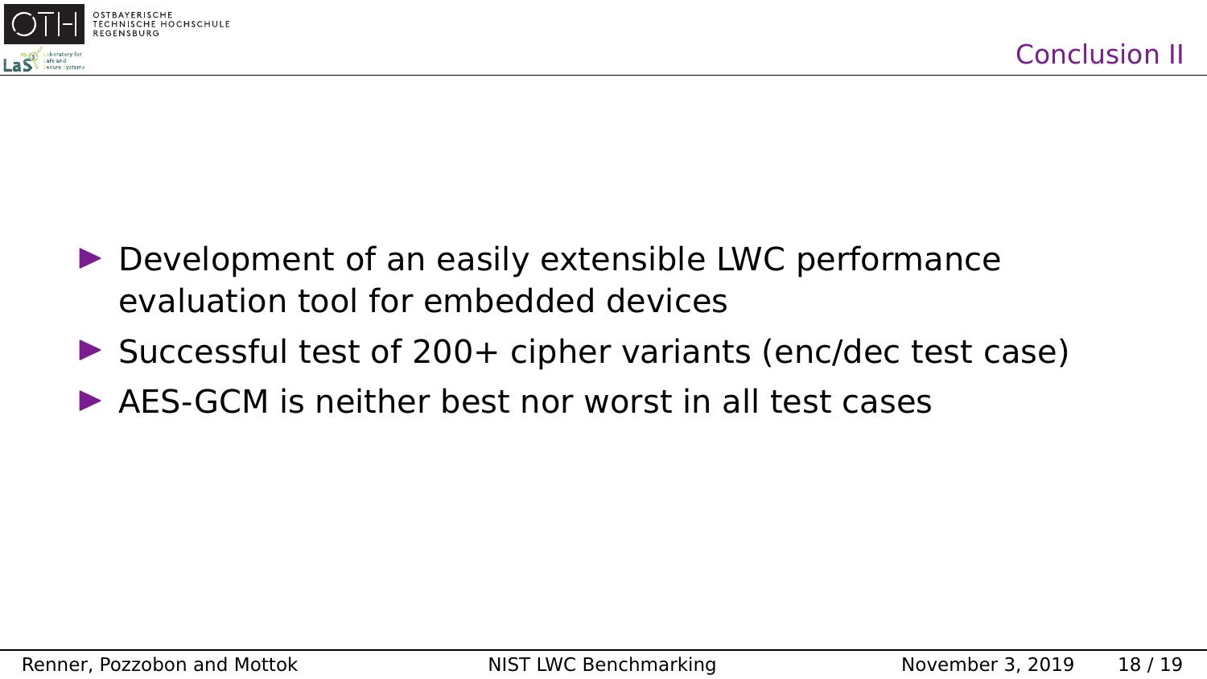## Conclusion II

- Development of an easily extensible LWC performance evaluation tool for embedded devices
- Successful test of 200+ cipher variants (enc/dec test case)
- AES-GCM is neither best nor worst in all test cases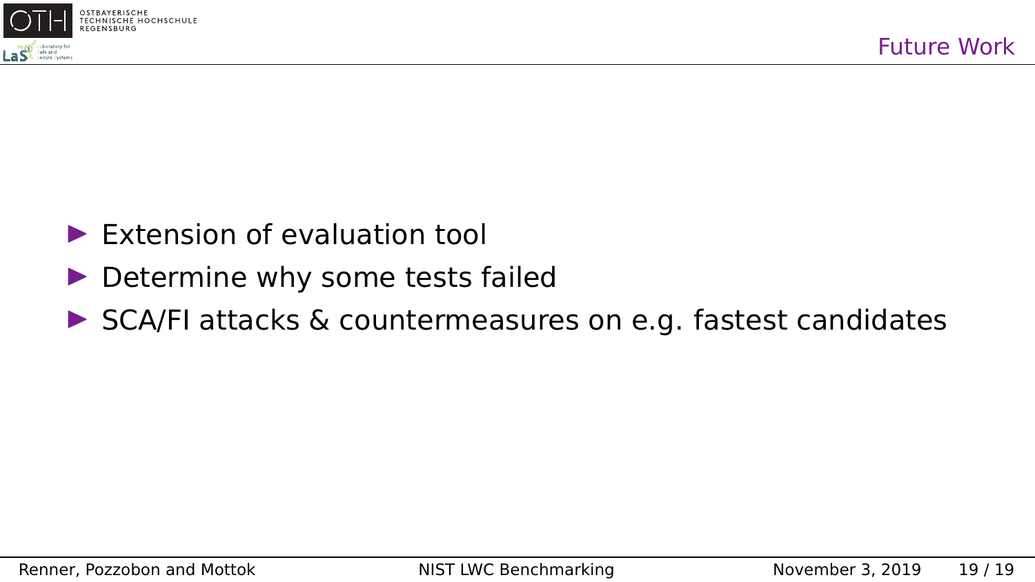## Future Work

- Extension of evaluation tool
- Determine why some tests failed
- SCA/FI attacks & countermeasures on e.g. fastest candidates